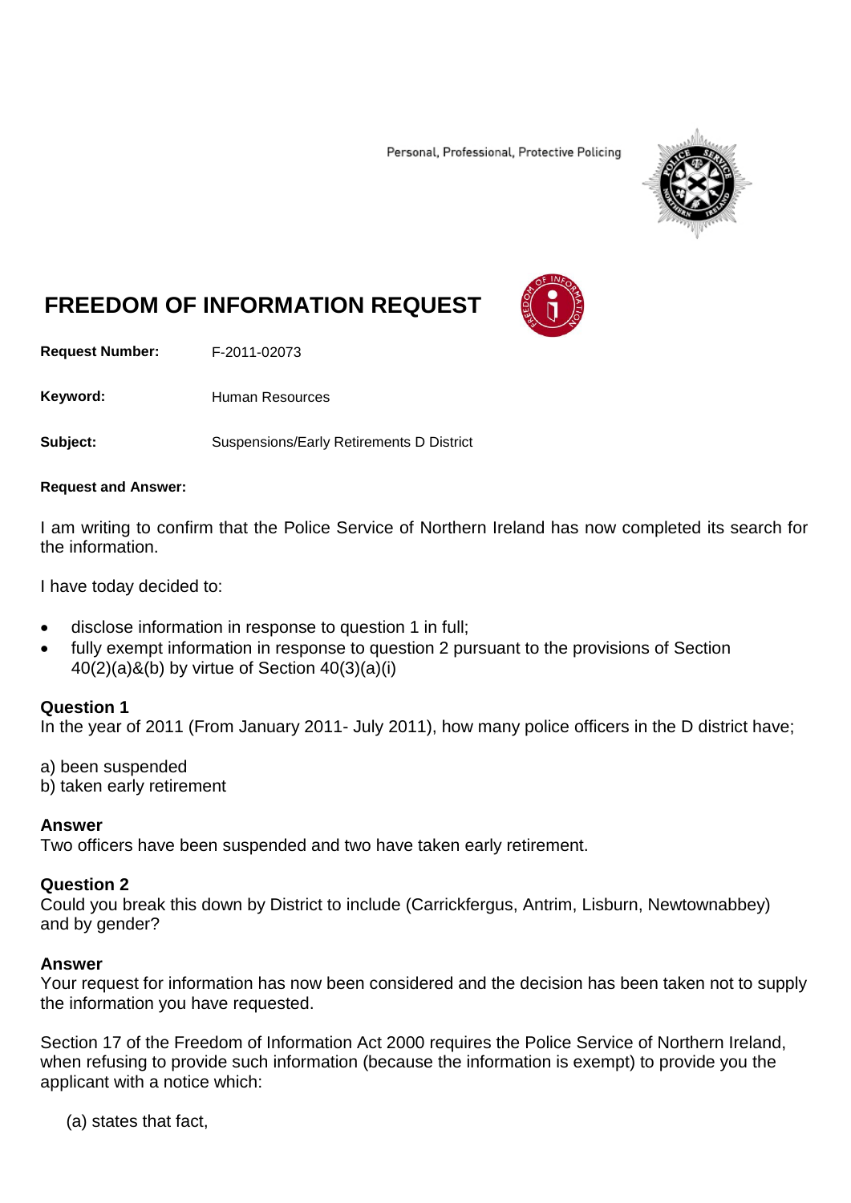Personal, Professional, Protective Policing

# FREEDOM OF INFORMATION REQUEST

**Request Number:** F-2011-02073

**Keyword:** Human Resources

**Subject:** Suspensions/Early Retirements D District

**Request and Answer:**

I am writing to confirm that the Police Service of Northern Ireland has now completed its search for the information.

I have today decided to:

- disclose information in response to question 1 in full;
- fully exempt information in response to question 2 pursuant to the provisions of Section 40(2)(a)&(b) by virtue of Section 40(3)(a)(i)

**Question 1**
In the year of 2011 (From January 2011- July 2011), how many police officers in the D district have;

a) been suspended
b) taken early retirement

**Answer**
Two officers have been suspended and two have taken early retirement.

**Question 2**
Could you break this down by District to include (Carrickfergus, Antrim, Lisburn, Newtownabbey) and by gender?

**Answer**
Your request for information has now been considered and the decision has been taken not to supply the information you have requested.

Section 17 of the Freedom of Information Act 2000 requires the Police Service of Northern Ireland, when refusing to provide such information (because the information is exempt) to provide you the applicant with a notice which:

(a) states that fact,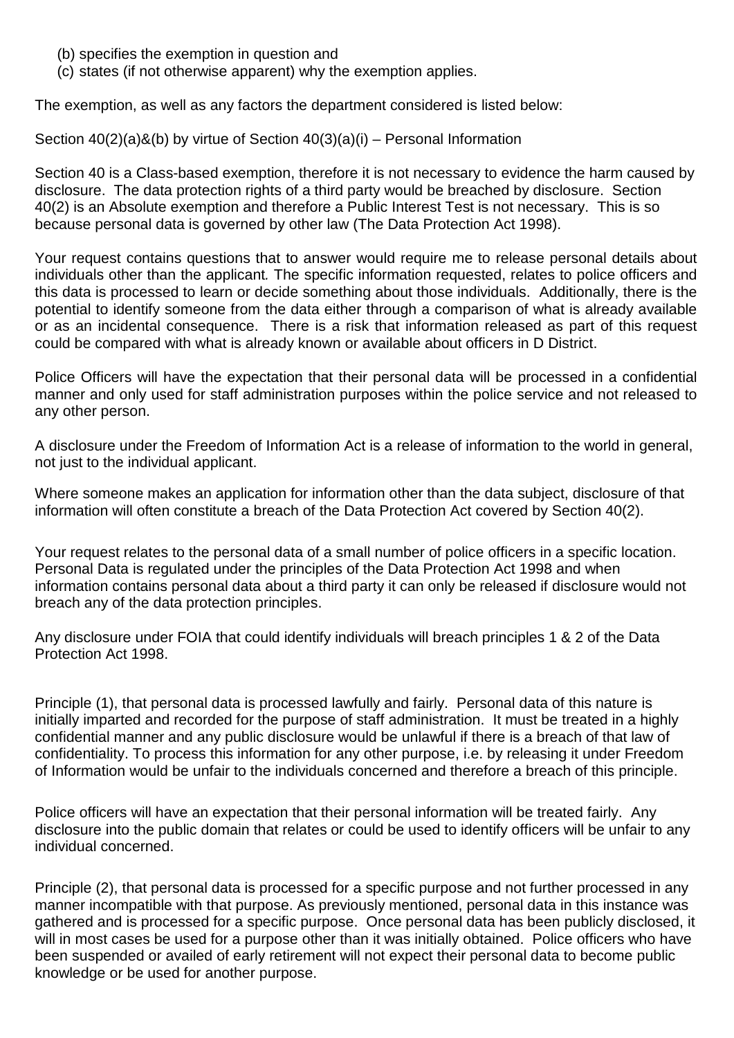(b) specifies the exemption in question and
(c) states (if not otherwise apparent) why the exemption applies.

The exemption, as well as any factors the department considered is listed below:

Section 40(2)(a)&(b) by virtue of Section 40(3)(a)(i) – Personal Information

Section 40 is a Class-based exemption, therefore it is not necessary to evidence the harm caused by disclosure. The data protection rights of a third party would be breached by disclosure. Section 40(2) is an Absolute exemption and therefore a Public Interest Test is not necessary. This is so because personal data is governed by other law (The Data Protection Act 1998).

Your request contains questions that to answer would require me to release personal details about individuals other than the applicant*.* The specific information requested, relates to police officers and this data is processed to learn or decide something about those individuals. Additionally, there is the potential to identify someone from the data either through a comparison of what is already available or as an incidental consequence. There is a risk that information released as part of this request could be compared with what is already known or available about officers in D District.

Police Officers will have the expectation that their personal data will be processed in a confidential manner and only used for staff administration purposes within the police service and not released to any other person.

A disclosure under the Freedom of Information Act is a release of information to the world in general, not just to the individual applicant.

Where someone makes an application for information other than the data subject, disclosure of that information will often constitute a breach of the Data Protection Act covered by Section 40(2).

Your request relates to the personal data of a small number of police officers in a specific location. Personal Data is regulated under the principles of the Data Protection Act 1998 and when information contains personal data about a third party it can only be released if disclosure would not breach any of the data protection principles.

Any disclosure under FOIA that could identify individuals will breach principles 1 & 2 of the Data Protection Act 1998.

Principle (1), that personal data is processed lawfully and fairly. Personal data of this nature is initially imparted and recorded for the purpose of staff administration. It must be treated in a highly confidential manner and any public disclosure would be unlawful if there is a breach of that law of confidentiality. To process this information for any other purpose, i.e. by releasing it under Freedom of Information would be unfair to the individuals concerned and therefore a breach of this principle.

Police officers will have an expectation that their personal information will be treated fairly. Any disclosure into the public domain that relates or could be used to identify officers will be unfair to any individual concerned.

Principle (2), that personal data is processed for a specific purpose and not further processed in any manner incompatible with that purpose. As previously mentioned, personal data in this instance was gathered and is processed for a specific purpose. Once personal data has been publicly disclosed, it will in most cases be used for a purpose other than it was initially obtained. Police officers who have been suspended or availed of early retirement will not expect their personal data to become public knowledge or be used for another purpose.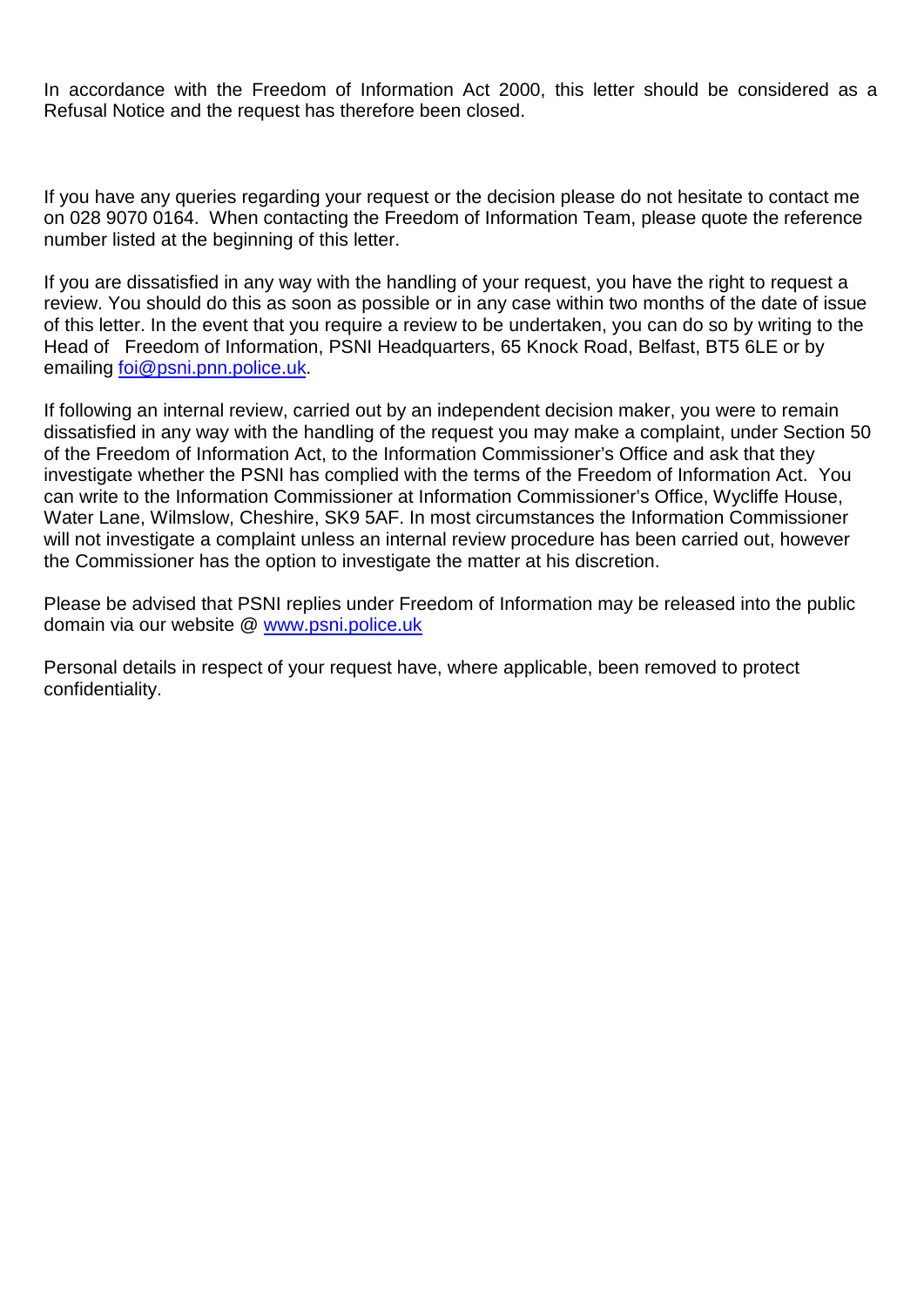In accordance with the Freedom of Information Act 2000, this letter should be considered as a Refusal Notice and the request has therefore been closed.

If you have any queries regarding your request or the decision please do not hesitate to contact me on 028 9070 0164. When contacting the Freedom of Information Team, please quote the reference number listed at the beginning of this letter.

If you are dissatisfied in any way with the handling of your request, you have the right to request a review. You should do this as soon as possible or in any case within two months of the date of issue of this letter. In the event that you require a review to be undertaken, you can do so by writing to the Head of Freedom of Information, PSNI Headquarters, 65 Knock Road, Belfast, BT5 6LE or by emailing foi@psni.pnn.police.uk.

If following an internal review, carried out by an independent decision maker, you were to remain dissatisfied in any way with the handling of the request you may make a complaint, under Section 50 of the Freedom of Information Act, to the Information Commissioner's Office and ask that they investigate whether the PSNI has complied with the terms of the Freedom of Information Act. You can write to the Information Commissioner at Information Commissioner's Office, Wycliffe House, Water Lane, Wilmslow, Cheshire, SK9 5AF. In most circumstances the Information Commissioner will not investigate a complaint unless an internal review procedure has been carried out, however the Commissioner has the option to investigate the matter at his discretion.

Please be advised that PSNI replies under Freedom of Information may be released into the public domain via our website @ www.psni.police.uk

Personal details in respect of your request have, where applicable, been removed to protect confidentiality.